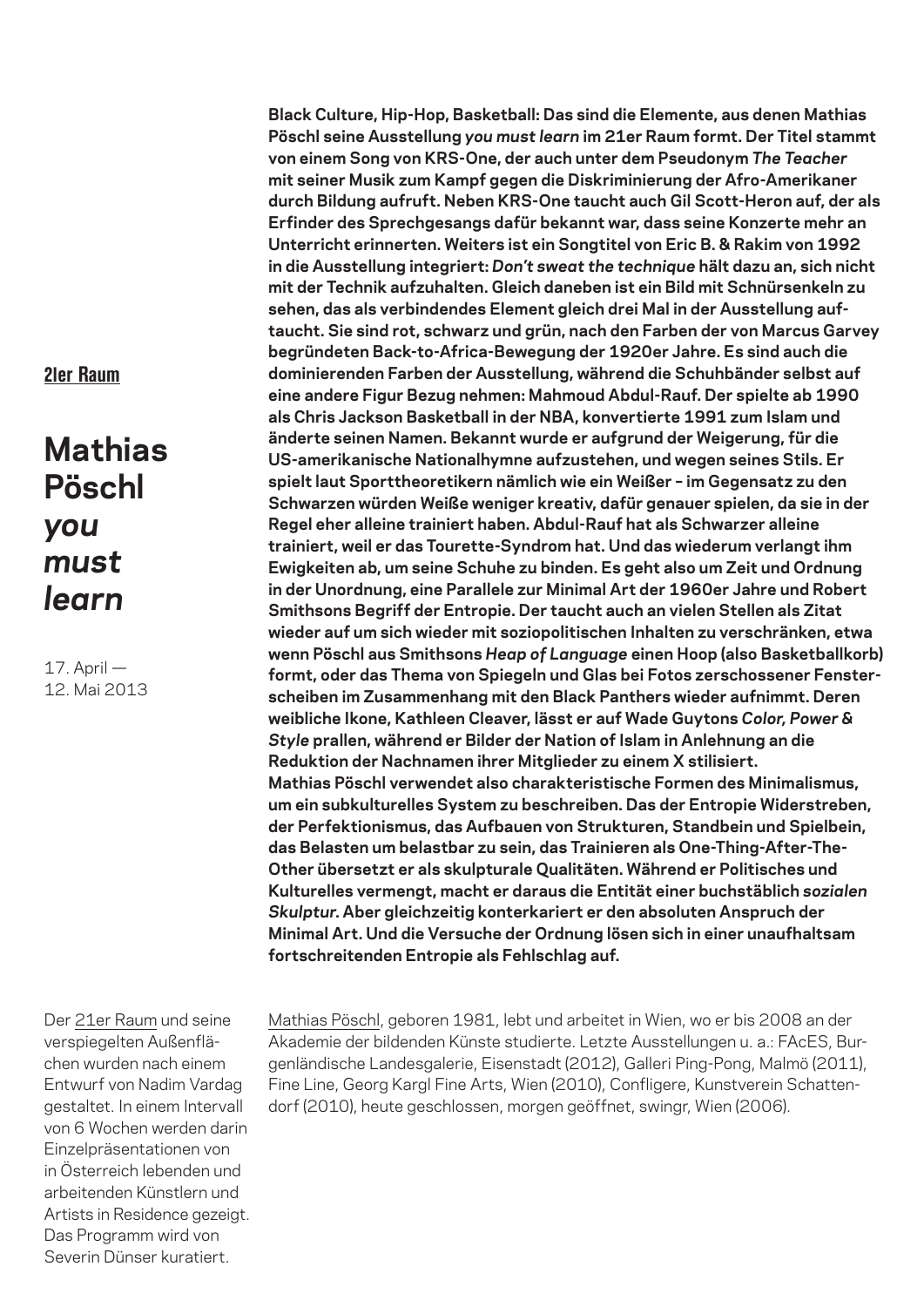21er Raum

# Mathias Pöschl *you must learn*

17. April — 12. Mai 2013

**Black Culture, Hip-Hop, Basketball: Das sind die Elemente, aus denen Mathias Pöschl seine Ausstellung *you must learn* im 21er Raum formt. Der Titel stammt von einem Song von KRS-One, der auch unter dem Pseudonym *The Teacher* mit seiner Musik zum Kampf gegen die Diskriminierung der Afro-Amerikaner durch Bildung aufruft. Neben KRS-One taucht auch Gil Scott-Heron auf, der als Erfinder des Sprechgesangs dafür bekannt war, dass seine Konzerte mehr an Unterricht erinnerten. Weiters ist ein Songtitel von Eric B. & Rakim von 1992 in die Ausstellung integriert: *Don't sweat the technique* hält dazu an, sich nicht mit der Technik aufzuhalten. Gleich daneben ist ein Bild mit Schnürsenkeln zu sehen, das als verbindendes Element gleich drei Mal in der Ausstellung auftaucht. Sie sind rot, schwarz und grün, nach den Farben der von Marcus Garvey begründeten Back-to-Africa-Bewegung der 1920er Jahre. Es sind auch die dominierenden Farben der Ausstellung, während die Schuhbänder selbst auf eine andere Figur Bezug nehmen: Mahmoud Abdul-Rauf. Der spielte ab 1990 als Chris Jackson Basketball in der NBA, konvertierte 1991 zum Islam und änderte seinen Namen. Bekannt wurde er aufgrund der Weigerung, für die US-amerikanische Nationalhymne aufzustehen, und wegen seines Stils. Er spielt laut Sporttheoretikern nämlich wie ein Weißer – im Gegensatz zu den Schwarzen würden Weiße weniger kreativ, dafür genauer spielen, da sie in der Regel eher alleine trainiert haben. Abdul-Rauf hat als Schwarzer alleine trainiert, weil er das Tourette-Syndrom hat. Und das wiederum verlangt ihm Ewigkeiten ab, um seine Schuhe zu binden. Es geht also um Zeit und Ordnung in der Unordnung, eine Parallele zur Minimal Art der 1960er Jahre und Robert Smithsons Begriff der Entropie. Der taucht auch an vielen Stellen als Zitat wieder auf um sich wieder mit soziopolitischen Inhalten zu verschränken, etwa wenn Pöschl aus Smithsons *Heap of Language* einen Hoop (also Basketballkorb) formt, oder das Thema von Spiegeln und Glas bei Fotos zerschossener Fensterscheiben im Zusammenhang mit den Black Panthers wieder aufnimmt. Deren weibliche Ikone, Kathleen Cleaver, lässt er auf Wade Guytons *Color, Power & Style* prallen, während er Bilder der Nation of Islam in Anlehnung an die Reduktion der Nachnamen ihrer Mitglieder zu einem X stilisiert.**
**Mathias Pöschl verwendet also charakteristische Formen des Minimalismus, um ein subkulturelles System zu beschreiben. Das der Entropie Widerstreben, der Perfektionismus, das Aufbauen von Strukturen, Standbein und Spielbein, das Belasten um belastbar zu sein, das Trainieren als One-Thing-After-The-Other übersetzt er als skulpturale Qualitäten. Während er Politisches und Kulturelles vermengt, macht er daraus die Entität einer buchstäblich *sozialen Skulptur*. Aber gleichzeitig konterkariert er den absoluten Anspruch der Minimal Art. Und die Versuche der Ordnung lösen sich in einer unaufhaltsam fortschreitenden Entropie als Fehlschlag auf.**

Der 21er Raum und seine verspiegelten Außenflächen wurden nach einem Entwurf von Nadim Vardag gestaltet. In einem Intervall von 6 Wochen werden darin Einzelpräsentationen von in Österreich lebenden und arbeitenden Künstlern und Artists in Residence gezeigt. Das Programm wird von Severin Dünser kuratiert.

Mathias Pöschl, geboren 1981, lebt und arbeitet in Wien, wo er bis 2008 an der Akademie der bildenden Künste studierte. Letzte Ausstellungen u. a.: FAcES, Burgenländische Landesgalerie, Eisenstadt (2012), Galleri Ping-Pong, Malmö (2011), Fine Line, Georg Kargl Fine Arts, Wien (2010), Confligere, Kunstverein Schattendorf (2010), heute geschlossen, morgen geöffnet, swingr, Wien (2006).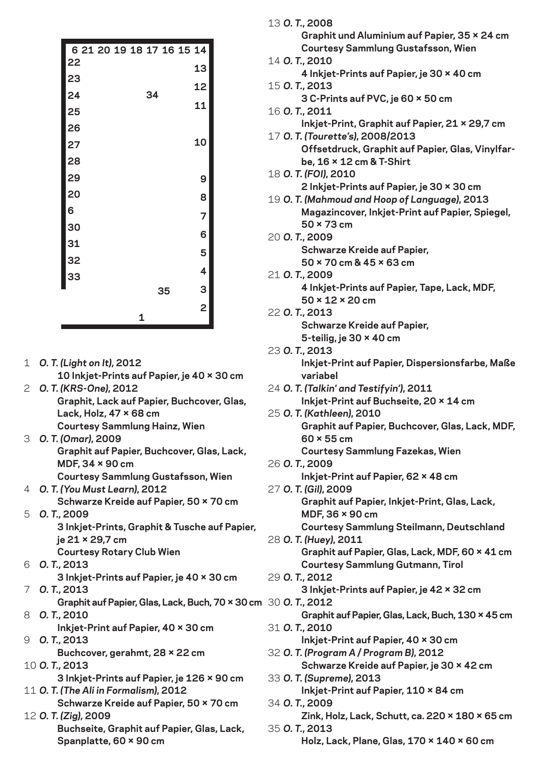| | | | | | | | | |
|---|---|---|---|---|---|---|---|---|
| 6 | 21 | 20 | 19 | 18 | 17 | 16 | 15 | 14 |

22, 23, 24, 25, 26, 27, 28, 29, 20, 6, 30, 31, 32, 33 (left wall); 13, 12, 11, 10, 9, 8, 7, 6, 5, 4, 3, 2 (right wall); 34, 35 (center); 1 (bottom)

1 ***O. T. (Light on It)*, 2012**
**10 Inkjet-Prints auf Papier, je 40 × 30 cm**

2 ***O. T. (KRS-One)*, 2012**
**Graphit, Lack auf Papier, Buchcover, Glas, Lack, Holz, 47 × 68 cm**
**Courtesy Sammlung Hainz, Wien**

3 ***O. T. (Omar)*, 2009**
**Graphit auf Papier, Buchcover, Glas, Lack, MDF, 34 × 90 cm**
**Courtesy Sammlung Gustafsson, Wien**

4 ***O. T. (You Must Learn)*, 2012**
**Schwarze Kreide auf Papier, 50 × 70 cm**

5 ***O. T.*, 2009**
**3 Inkjet-Prints, Graphit & Tusche auf Papier, je 21 × 29,7 cm**
**Courtesy Rotary Club Wien**

6 ***O. T.*, 2013**
**3 Inkjet-Prints auf Papier, je 40 × 30 cm**

7 ***O. T.*, 2013**
**Graphit auf Papier, Glas, Lack, Buch, 70 × 30 cm**

8 ***O. T.*, 2010**
**Inkjet-Print auf Papier, 40 × 30 cm**

9 ***O. T.*, 2013**
**Buchcover, gerahmt, 28 × 22 cm**

10 ***O. T.*, 2013**
**3 Inkjet-Prints auf Papier, je 126 × 90 cm**

11 ***O. T. (The Ali in Formalism)*, 2012**
**Schwarze Kreide auf Papier, 50 × 70 cm**

12 ***O. T. (Zig)*, 2009**
**Buchseite, Graphit auf Papier, Glas, Lack, Spanplatte, 60 × 90 cm**

13 ***O. T.*, 2008**
**Graphit und Aluminium auf Papier, 35 × 24 cm**
**Courtesy Sammlung Gustafsson, Wien**

14 ***O. T.*, 2010**
**4 Inkjet-Prints auf Papier, je 30 × 40 cm**

15 ***O. T.*, 2013**
**3 C-Prints auf PVC, je 60 × 50 cm**

16 ***O. T.*, 2011**
**Inkjet-Print, Graphit auf Papier, 21 × 29,7 cm**

17 ***O. T. (Tourette's)*, 2008/2013**
**Offsetdruck, Graphit auf Papier, Glas, Vinylfarbe, 16 × 12 cm & T-Shirt**

18 ***O. T. (FOI)*, 2010**
**2 Inkjet-Prints auf Papier, je 30 × 30 cm**

19 ***O. T. (Mahmoud and Hoop of Language)*, 2013**
**Magazincover, Inkjet-Print auf Papier, Spiegel, 50 × 73 cm**

20 ***O. T.*, 2009**
**Schwarze Kreide auf Papier, 50 × 70 cm & 45 × 63 cm**

21 ***O. T.*, 2009**
**4 Inkjet-Prints auf Papier, Tape, Lack, MDF, 50 × 12 × 20 cm**

22 ***O. T.*, 2013**
**Schwarze Kreide auf Papier, 5-teilig, je 30 × 40 cm**

23 ***O. T.*, 2013**
**Inkjet-Print auf Papier, Dispersionsfarbe, Maße variabel**

24 ***O. T. (Talkin' and Testifyin')*, 2011**
**Inkjet-Print auf Buchseite, 20 × 14 cm**

25 ***O. T. (Kathleen)*, 2010**
**Graphit auf Papier, Buchcover, Glas, Lack, MDF, 60 × 55 cm**
**Courtesy Sammlung Fazekas, Wien**

26 ***O. T.*, 2009**
**Inkjet-Print auf Papier, 62 × 48 cm**

27 ***O. T. (Gil)*, 2009**
**Graphit auf Papier, Inkjet-Print, Glas, Lack, MDF, 36 × 90 cm**
**Courtesy Sammlung Steilmann, Deutschland**

28 ***O. T. (Huey)*, 2011**
**Graphit auf Papier, Glas, Lack, MDF, 60 × 41 cm**
**Courtesy Sammlung Gutmann, Tirol**

29 ***O. T.*, 2012**
**3 Inkjet-Prints auf Papier, je 42 × 32 cm**

30 ***O. T.*, 2012**
**Graphit auf Papier, Glas, Lack, Buch, 130 × 45 cm**

31 ***O. T.*, 2010**
**Inkjet-Print auf Papier, 40 × 30 cm**

32 ***O. T. (Program A / Program B)*, 2012**
**Schwarze Kreide auf Papier, je 30 × 42 cm**

33 ***O. T. (Supreme)*, 2013**
**Inkjet-Print auf Papier, 110 × 84 cm**

34 ***O. T.*, 2009**
**Zink, Holz, Lack, Schutt, ca. 220 × 180 × 65 cm**

35 ***O. T.*, 2013**
**Holz, Lack, Plane, Glas, 170 × 140 × 60 cm**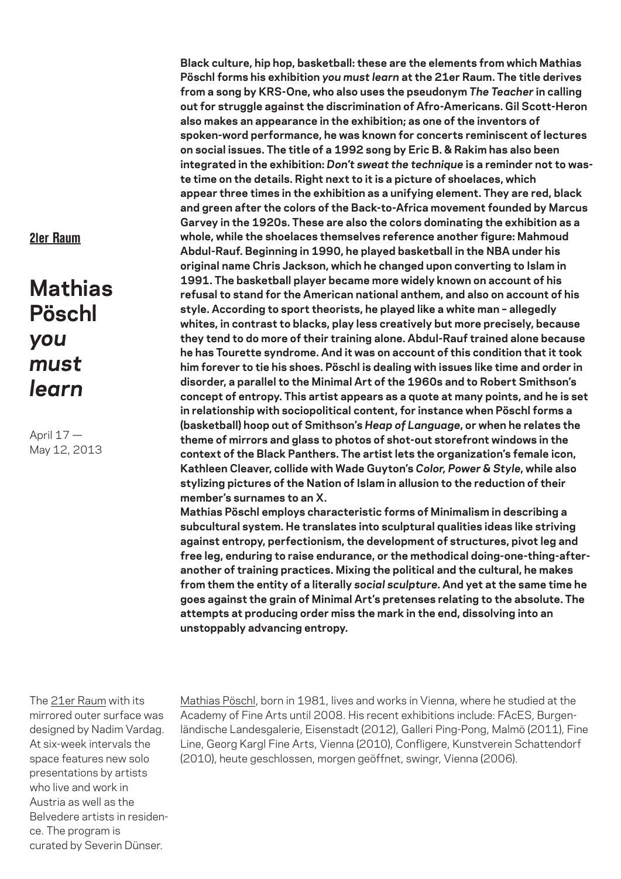**21er Raum**

# Mathias Pöschl *you must learn*

April 17 — May 12, 2013

**Black culture, hip hop, basketball: these are the elements from which Mathias Pöschl forms his exhibition *you must learn* at the 21er Raum. The title derives from a song by KRS-One, who also uses the pseudonym *The Teacher* in calling out for struggle against the discrimination of Afro-Americans. Gil Scott-Heron also makes an appearance in the exhibition; as one of the inventors of spoken-word performance, he was known for concerts reminiscent of lectures on social issues. The title of a 1992 song by Eric B. & Rakim has also been integrated in the exhibition: *Don't sweat the technique* is a reminder not to waste time on the details. Right next to it is a picture of shoelaces, which appear three times in the exhibition as a unifying element. They are red, black and green after the colors of the Back-to-Africa movement founded by Marcus Garvey in the 1920s. These are also the colors dominating the exhibition as a whole, while the shoelaces themselves reference another figure: Mahmoud Abdul-Rauf. Beginning in 1990, he played basketball in the NBA under his original name Chris Jackson, which he changed upon converting to Islam in 1991. The basketball player became more widely known on account of his refusal to stand for the American national anthem, and also on account of his style. According to sport theorists, he played like a white man – allegedly whites, in contrast to blacks, play less creatively but more precisely, because they tend to do more of their training alone. Abdul-Rauf trained alone because he has Tourette syndrome. And it was on account of this condition that it took him forever to tie his shoes. Pöschl is dealing with issues like time and order in disorder, a parallel to the Minimal Art of the 1960s and to Robert Smithson's concept of entropy. This artist appears as a quote at many points, and he is set in relationship with sociopolitical content, for instance when Pöschl forms a (basketball) hoop out of Smithson's *Heap of Language*, or when he relates the theme of mirrors and glass to photos of shot-out storefront windows in the context of the Black Panthers. The artist lets the organization's female icon, Kathleen Cleaver, collide with Wade Guyton's *Color, Power & Style*, while also stylizing pictures of the Nation of Islam in allusion to the reduction of their member's surnames to an X.**

**Mathias Pöschl employs characteristic forms of Minimalism in describing a subcultural system. He translates into sculptural qualities ideas like striving against entropy, perfectionism, the development of structures, pivot leg and free leg, enduring to raise endurance, or the methodical doing-one-thing-after-another of training practices. Mixing the political and the cultural, he makes from them the entity of a literally *social sculpture*. And yet at the same time he goes against the grain of Minimal Art's pretenses relating to the absolute. The attempts at producing order miss the mark in the end, dissolving into an unstoppably advancing entropy.**

The 21er Raum with its mirrored outer surface was designed by Nadim Vardag. At six-week intervals the space features new solo presentations by artists who live and work in Austria as well as the Belvedere artists in residence. The program is curated by Severin Dünser.

Mathias Pöschl, born in 1981, lives and works in Vienna, where he studied at the Academy of Fine Arts until 2008. His recent exhibitions include: FAcES, Burgenländische Landesgalerie, Eisenstadt (2012), Galleri Ping-Pong, Malmö (2011), Fine Line, Georg Kargl Fine Arts, Vienna (2010), Confligere, Kunstverein Schattendorf (2010), heute geschlossen, morgen geöffnet, swingr, Vienna (2006).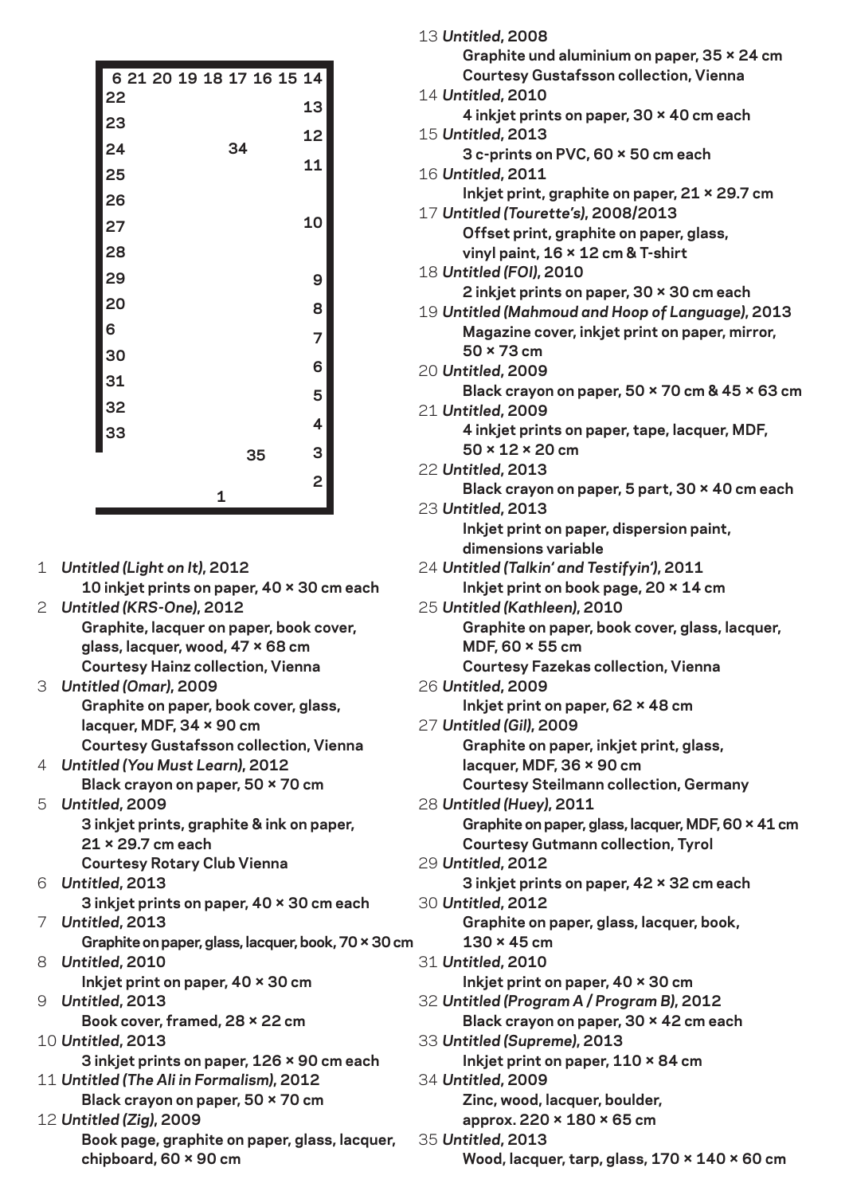6 21 20 19 18 17 16 15 14
22 13
23 12
24 34 11
25
26
27 10
28
29 9
20 8
6 7
30 6
31 5
32
33 4
35 3
2
1

1 *Untitled (Light on It)*, 2012
   10 inkjet prints on paper, 40 × 30 cm each

2 *Untitled (KRS-One)*, 2012
   Graphite, lacquer on paper, book cover, glass, lacquer, wood, 47 × 68 cm
   Courtesy Hainz collection, Vienna

3 *Untitled (Omar)*, 2009
   Graphite on paper, book cover, glass, lacquer, MDF, 34 × 90 cm
   Courtesy Gustafsson collection, Vienna

4 *Untitled (You Must Learn)*, 2012
   Black crayon on paper, 50 × 70 cm

5 *Untitled*, 2009
   3 inkjet prints, graphite & ink on paper, 21 × 29.7 cm each
   Courtesy Rotary Club Vienna

6 *Untitled*, 2013
   3 inkjet prints on paper, 40 × 30 cm each

7 *Untitled*, 2013
   Graphite on paper, glass, lacquer, book, 70 × 30 cm

8 *Untitled*, 2010
   Inkjet print on paper, 40 × 30 cm

9 *Untitled*, 2013
   Book cover, framed, 28 × 22 cm

10 *Untitled*, 2013
   3 inkjet prints on paper, 126 × 90 cm each

11 *Untitled (The Ali in Formalism)*, 2012
   Black crayon on paper, 50 × 70 cm

12 *Untitled (Zig)*, 2009
   Book page, graphite on paper, glass, lacquer, chipboard, 60 × 90 cm

13 *Untitled*, 2008
   Graphite und aluminium on paper, 35 × 24 cm
   Courtesy Gustafsson collection, Vienna

14 *Untitled*, 2010
   4 inkjet prints on paper, 30 × 40 cm each

15 *Untitled*, 2013
   3 c-prints on PVC, 60 × 50 cm each

16 *Untitled*, 2011
   Inkjet print, graphite on paper, 21 × 29.7 cm

17 *Untitled (Tourette's)*, 2008/2013
   Offset print, graphite on paper, glass, vinyl paint, 16 × 12 cm & T-shirt

18 *Untitled (FOI)*, 2010
   2 inkjet prints on paper, 30 × 30 cm each

19 *Untitled (Mahmoud and Hoop of Language)*, 2013
   Magazine cover, inkjet print on paper, mirror, 50 × 73 cm

20 *Untitled*, 2009
   Black crayon on paper, 50 × 70 cm & 45 × 63 cm

21 *Untitled*, 2009
   4 inkjet prints on paper, tape, lacquer, MDF, 50 × 12 × 20 cm

22 *Untitled*, 2013
   Black crayon on paper, 5 part, 30 × 40 cm each

23 *Untitled*, 2013
   Inkjet print on paper, dispersion paint, dimensions variable

24 *Untitled (Talkin' and Testifyin')*, 2011
   Inkjet print on book page, 20 × 14 cm

25 *Untitled (Kathleen)*, 2010
   Graphite on paper, book cover, glass, lacquer, MDF, 60 × 55 cm
   Courtesy Fazekas collection, Vienna

26 *Untitled*, 2009
   Inkjet print on paper, 62 × 48 cm

27 *Untitled (Gil)*, 2009
   Graphite on paper, inkjet print, glass, lacquer, MDF, 36 × 90 cm
   Courtesy Steilmann collection, Germany

28 *Untitled (Huey)*, 2011
   Graphite on paper, glass, lacquer, MDF, 60 × 41 cm
   Courtesy Gutmann collection, Tyrol

29 *Untitled*, 2012
   3 inkjet prints on paper, 42 × 32 cm each

30 *Untitled*, 2012
   Graphite on paper, glass, lacquer, book, 130 × 45 cm

31 *Untitled*, 2010
   Inkjet print on paper, 40 × 30 cm

32 *Untitled (Program A / Program B)*, 2012
   Black crayon on paper, 30 × 42 cm each

33 *Untitled (Supreme)*, 2013
   Inkjet print on paper, 110 × 84 cm

34 *Untitled*, 2009
   Zinc, wood, lacquer, boulder, approx. 220 × 180 × 65 cm

35 *Untitled*, 2013
   Wood, lacquer, tarp, glass, 170 × 140 × 60 cm